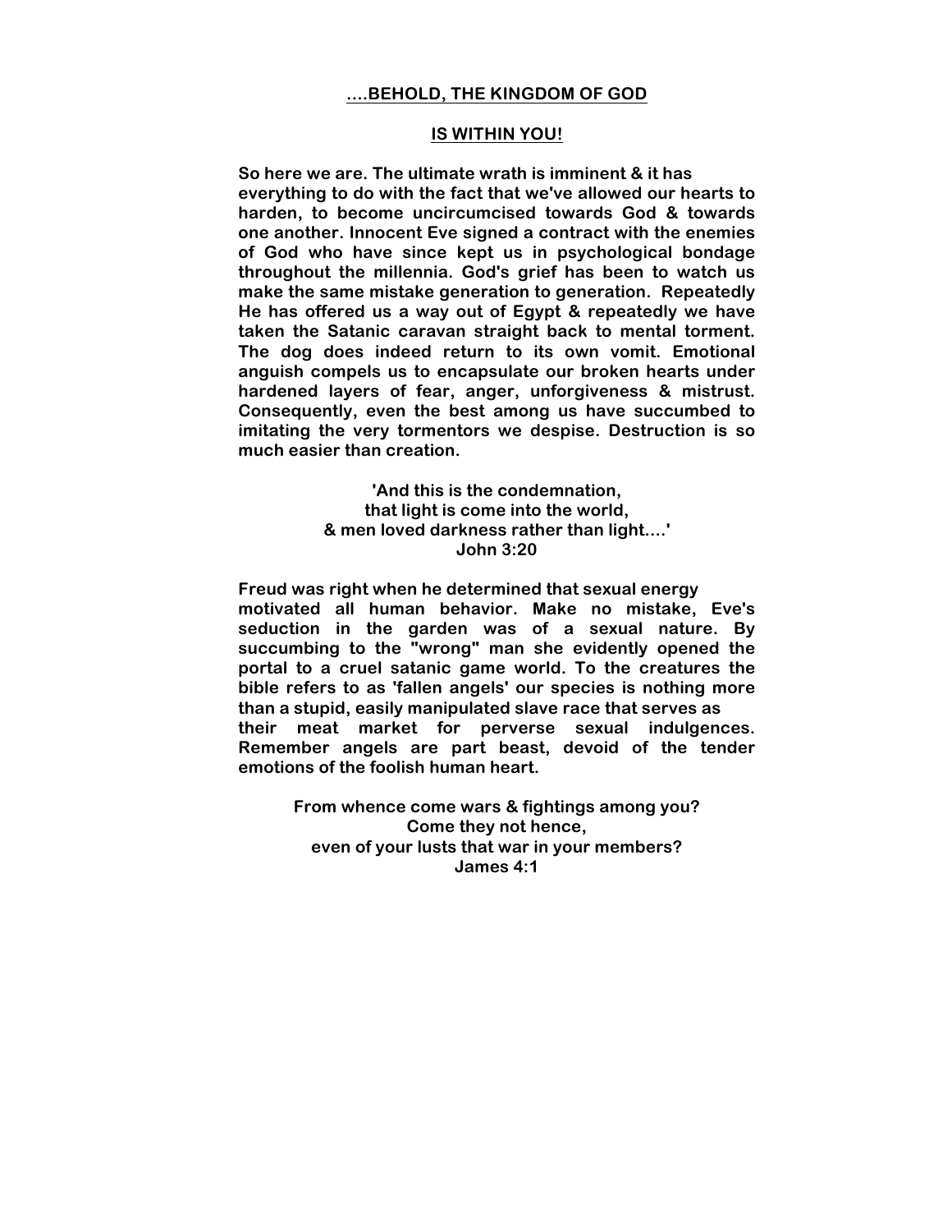# ....BEHOLD, THE KINGDOM OF GOD

## IS WITHIN YOU!

**So here we are. The ultimate wrath is imminent & it has everything to do with the fact that we've allowed our hearts to harden, to become uncircumcised towards God & towards one another. Innocent Eve signed a contract with the enemies of God who have since kept us in psychological bondage throughout the millennia. God's grief has been to watch us make the same mistake generation to generation. Repeatedly He has offered us a way out of Egypt & repeatedly we have taken the Satanic caravan straight back to mental torment. The dog does indeed return to its own vomit. Emotional anguish compels us to encapsulate our broken hearts under hardened layers of fear, anger, unforgiveness & mistrust. Consequently, even the best among us have succumbed to imitating the very tormentors we despise. Destruction is so much easier than creation.**

**'And this is the condemnation,**
**that light is come into the world,**
**& men loved darkness rather than light....'**
**John 3:20**

**Freud was right when he determined that sexual energy motivated all human behavior. Make no mistake, Eve's seduction in the garden was of a sexual nature. By succumbing to the "wrong" man she evidently opened the portal to a cruel satanic game world. To the creatures the bible refers to as 'fallen angels' our species is nothing more than a stupid, easily manipulated slave race that serves as their meat market for perverse sexual indulgences. Remember angels are part beast, devoid of the tender emotions of the foolish human heart.**

**From whence come wars & fightings among you?**
**Come they not hence,**
**even of your lusts that war in your members?**
**James 4:1**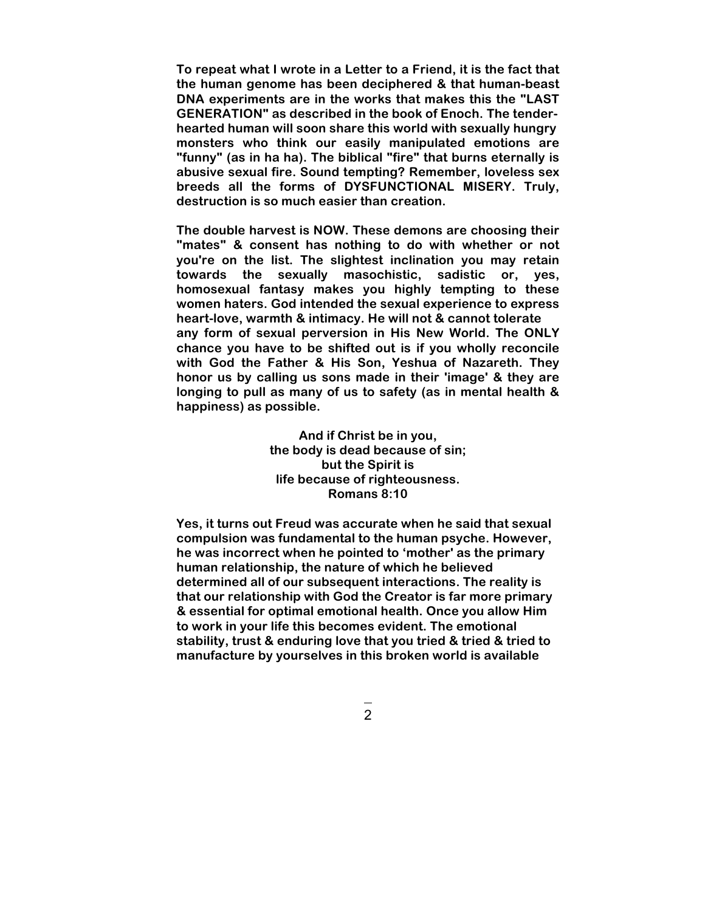**To repeat what I wrote in a Letter to a Friend, it is the fact that the human genome has been deciphered & that human-beast DNA experiments are in the works that makes this the "LAST GENERATION" as described in the book of Enoch. The tender-hearted human will soon share this world with sexually hungry monsters who think our easily manipulated emotions are "funny" (as in ha ha). The biblical "fire" that burns eternally is abusive sexual fire. Sound tempting? Remember, loveless sex breeds all the forms of DYSFUNCTIONAL MISERY. Truly, destruction is so much easier than creation.**

**The double harvest is NOW. These demons are choosing their "mates" & consent has nothing to do with whether or not you're on the list. The slightest inclination you may retain towards the sexually masochistic, sadistic or, yes, homosexual fantasy makes you highly tempting to these women haters. God intended the sexual experience to express heart-love, warmth & intimacy. He will not & cannot tolerate any form of sexual perversion in His New World. The ONLY chance you have to be shifted out is if you wholly reconcile with God the Father & His Son, Yeshua of Nazareth. They honor us by calling us sons made in their 'image' & they are longing to pull as many of us to safety (as in mental health & happiness) as possible.**

**And if Christ be in you,**
**the body is dead because of sin;**
**but the Spirit is**
**life because of righteousness.**
**Romans 8:10**

**Yes, it turns out Freud was accurate when he said that sexual compulsion was fundamental to the human psyche. However, he was incorrect when he pointed to 'mother' as the primary human relationship, the nature of which he believed determined all of our subsequent interactions. The reality is that our relationship with God the Creator is far more primary & essential for optimal emotional health. Once you allow Him to work in your life this becomes evident. The emotional stability, trust & enduring love that you tried & tried & tried to manufacture by yourselves in this broken world is available**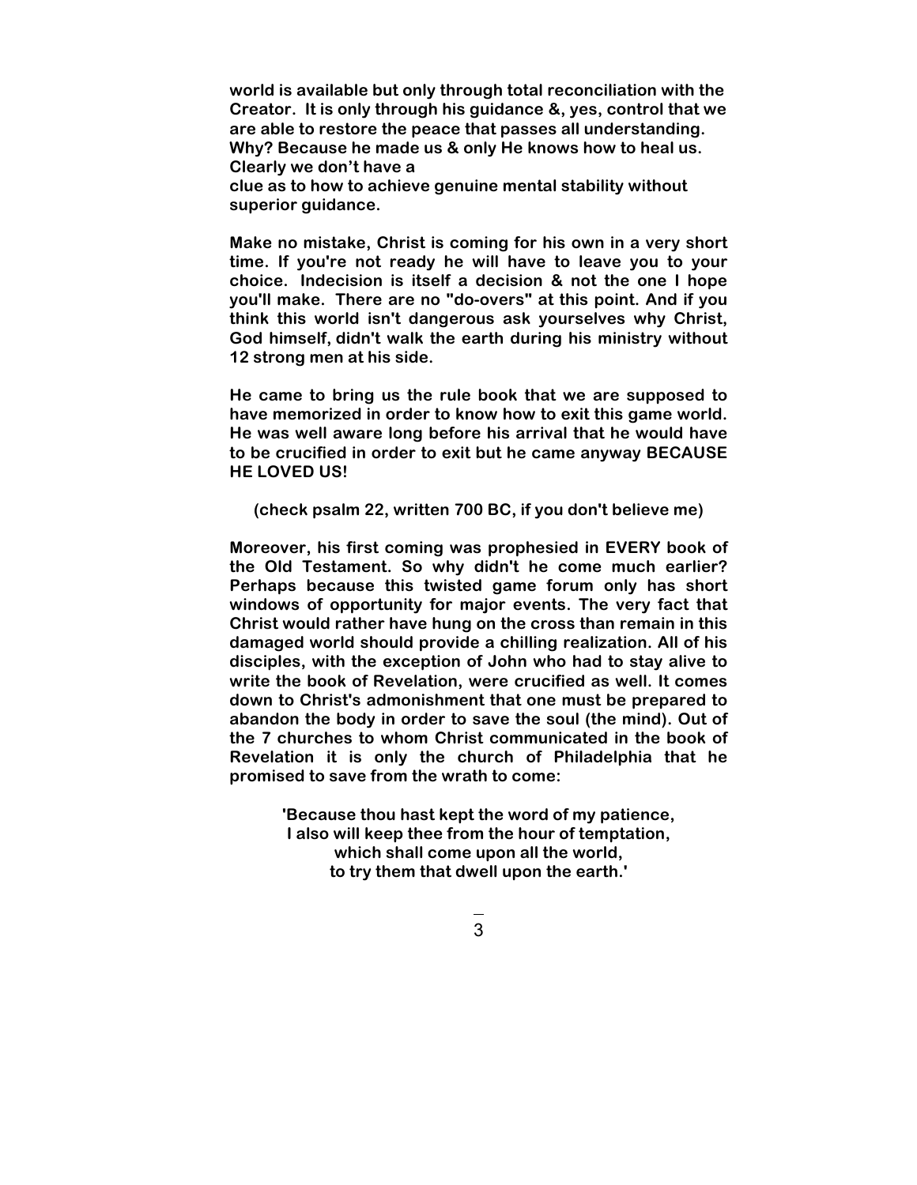**world is available but only through total reconciliation with the Creator. It is only through his guidance &, yes, control that we are able to restore the peace that passes all understanding. Why? Because he made us & only He knows how to heal us. Clearly we don't have a clue as to how to achieve genuine mental stability without superior guidance.**

**Make no mistake, Christ is coming for his own in a very short time. If you're not ready he will have to leave you to your choice. Indecision is itself a decision & not the one I hope you'll make. There are no "do-overs" at this point. And if you think this world isn't dangerous ask yourselves why Christ, God himself, didn't walk the earth during his ministry without 12 strong men at his side.**

**He came to bring us the rule book that we are supposed to have memorized in order to know how to exit this game world. He was well aware long before his arrival that he would have to be crucified in order to exit but he came anyway BECAUSE HE LOVED US!**

**(check psalm 22, written 700 BC, if you don't believe me)**

**Moreover, his first coming was prophesied in EVERY book of the Old Testament. So why didn't he come much earlier? Perhaps because this twisted game forum only has short windows of opportunity for major events. The very fact that Christ would rather have hung on the cross than remain in this damaged world should provide a chilling realization. All of his disciples, with the exception of John who had to stay alive to write the book of Revelation, were crucified as well. It comes down to Christ's admonishment that one must be prepared to abandon the body in order to save the soul (the mind). Out of the 7 churches to whom Christ communicated in the book of Revelation it is only the church of Philadelphia that he promised to save from the wrath to come:**

**'Because thou hast kept the word of my patience,  
I also will keep thee from the hour of temptation,  
which shall come upon all the world,  
to try them that dwell upon the earth.'**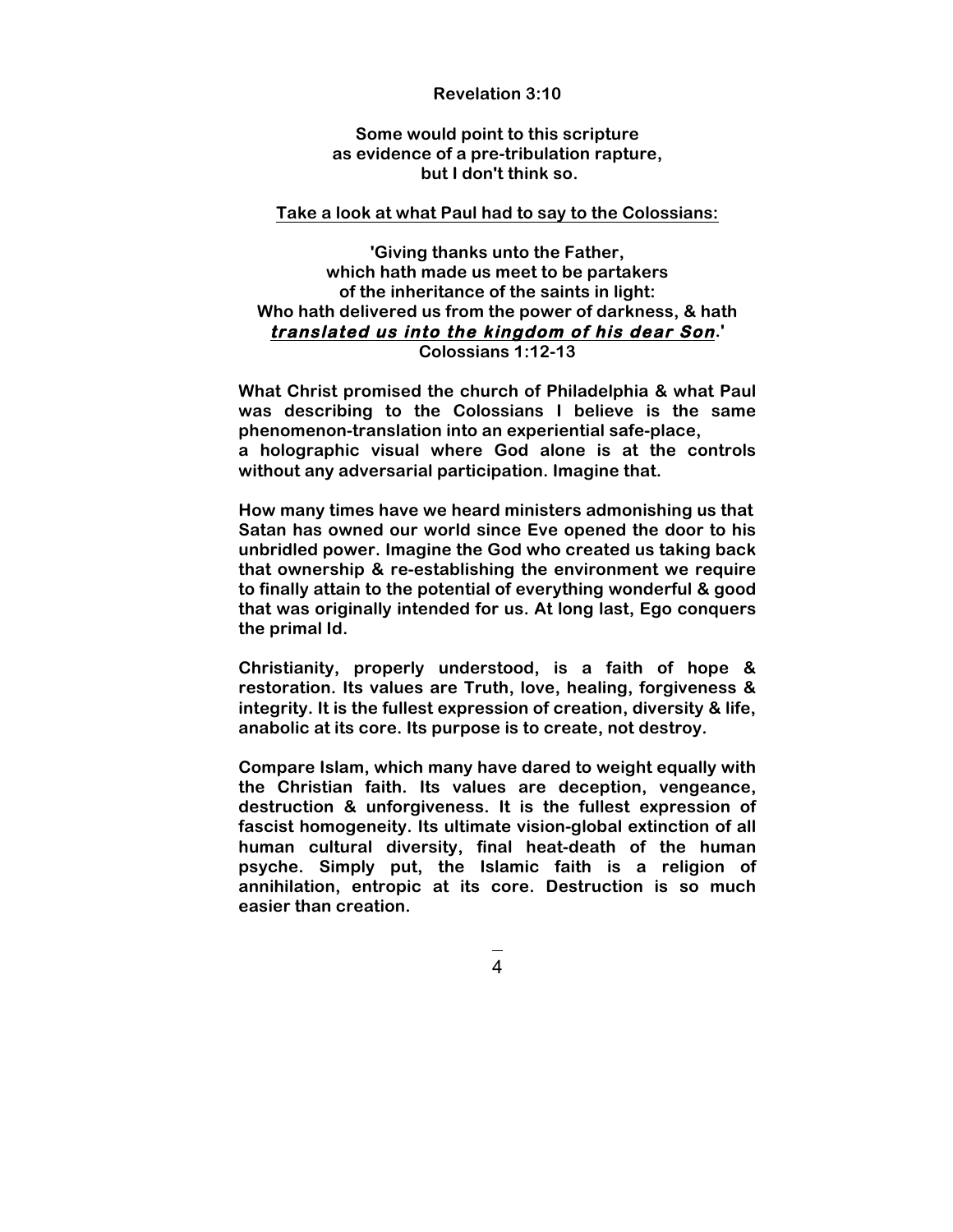**Revelation 3:10**

**Some would point to this scripture as evidence of a pre-tribulation rapture, but I don't think so.**

**<u>Take a look at what Paul had to say to the Colossians:</u>**

**'Giving thanks unto the Father, which hath made us meet to be partakers of the inheritance of the saints in light: Who hath delivered us from the power of darkness, & hath *<u>translated us into the kingdom of his dear Son</u>*.'**
**Colossians 1:12-13**

**What Christ promised the church of Philadelphia & what Paul was describing to the Colossians I believe is the same phenomenon-translation into an experiential safe-place, a holographic visual where God alone is at the controls without any adversarial participation. Imagine that.**

**How many times have we heard ministers admonishing us that Satan has owned our world since Eve opened the door to his unbridled power. Imagine the God who created us taking back that ownership & re-establishing the environment we require to finally attain to the potential of everything wonderful & good that was originally intended for us. At long last, Ego conquers the primal Id.**

**Christianity, properly understood, is a faith of hope & restoration. Its values are Truth, love, healing, forgiveness & integrity. It is the fullest expression of creation, diversity & life, anabolic at its core. Its purpose is to create, not destroy.**

**Compare Islam, which many have dared to weight equally with the Christian faith. Its values are deception, vengeance, destruction & unforgiveness. It is the fullest expression of fascist homogeneity. Its ultimate vision-global extinction of all human cultural diversity, final heat-death of the human psyche. Simply put, the Islamic faith is a religion of annihilation, entropic at its core. Destruction is so much easier than creation.**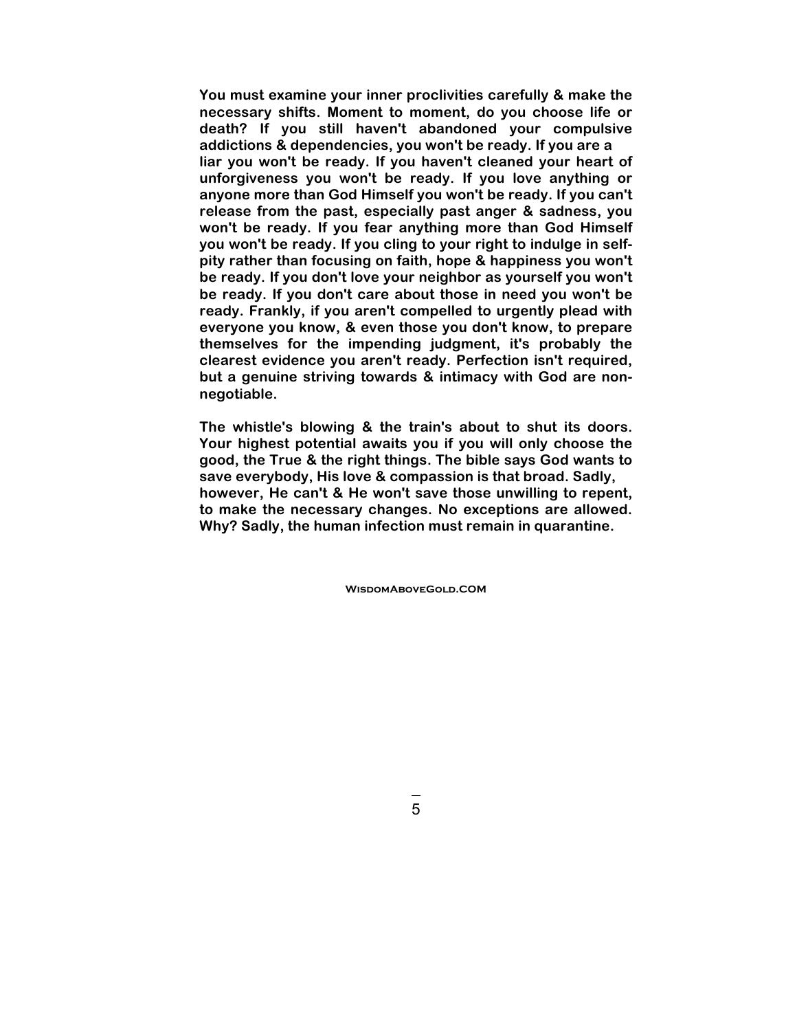**You must examine your inner proclivities carefully & make the necessary shifts. Moment to moment, do you choose life or death? If you still haven't abandoned your compulsive addictions & dependencies, you won't be ready. If you are a liar you won't be ready. If you haven't cleaned your heart of unforgiveness you won't be ready. If you love anything or anyone more than God Himself you won't be ready. If you can't release from the past, especially past anger & sadness, you won't be ready. If you fear anything more than God Himself you won't be ready. If you cling to your right to indulge in self-pity rather than focusing on faith, hope & happiness you won't be ready. If you don't love your neighbor as yourself you won't be ready. If you don't care about those in need you won't be ready. Frankly, if you aren't compelled to urgently plead with everyone you know, & even those you don't know, to prepare themselves for the impending judgment, it's probably the clearest evidence you aren't ready. Perfection isn't required, but a genuine striving towards & intimacy with God are non-negotiable.**

**The whistle's blowing & the train's about to shut its doors. Your highest potential awaits you if you will only choose the good, the True & the right things. The bible says God wants to save everybody, His love & compassion is that broad. Sadly, however, He can't & He won't save those unwilling to repent, to make the necessary changes. No exceptions are allowed. Why? Sadly, the human infection must remain in quarantine.**

**WisdomAboveGold.COM**